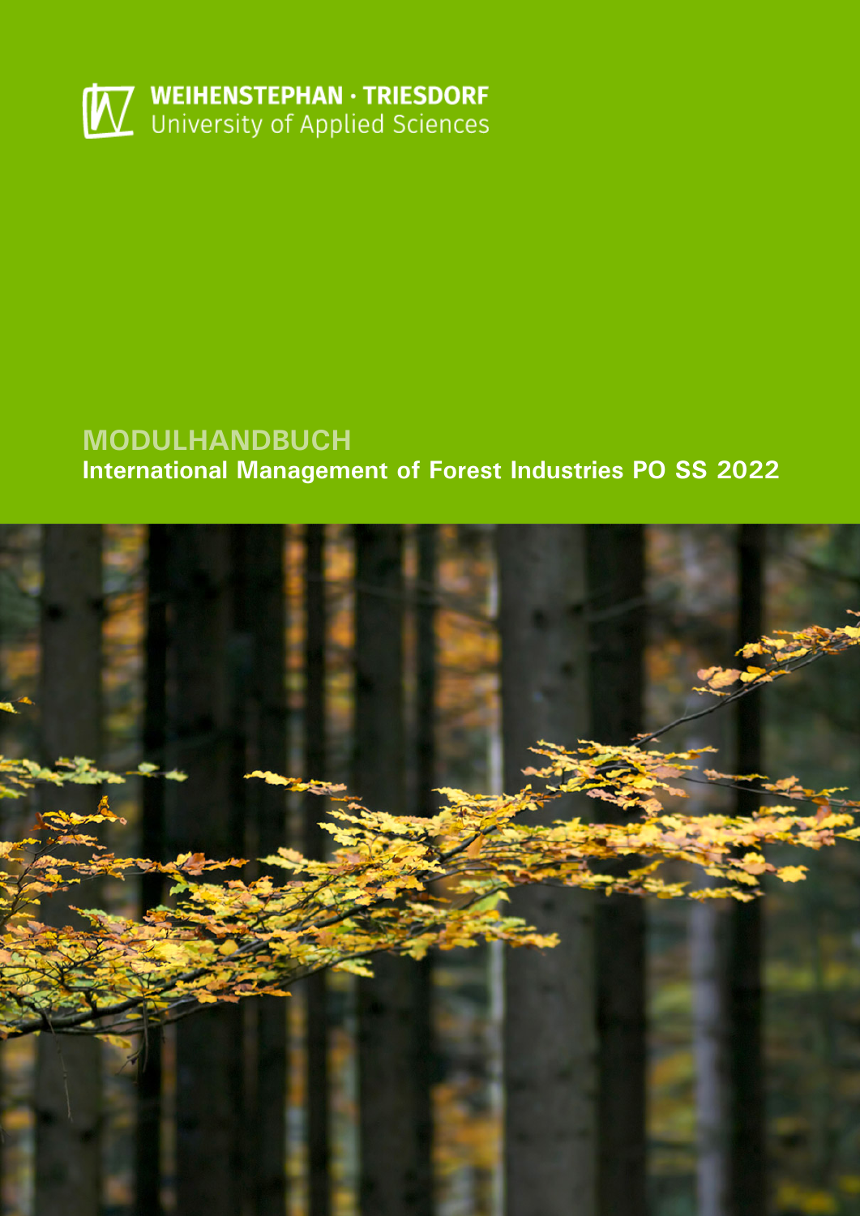WEIHENSTEPHAN · TRIESDORF
University of Applied Sciences

# MODULHANDBUCH

## International Management of Forest Industries PO SS 2022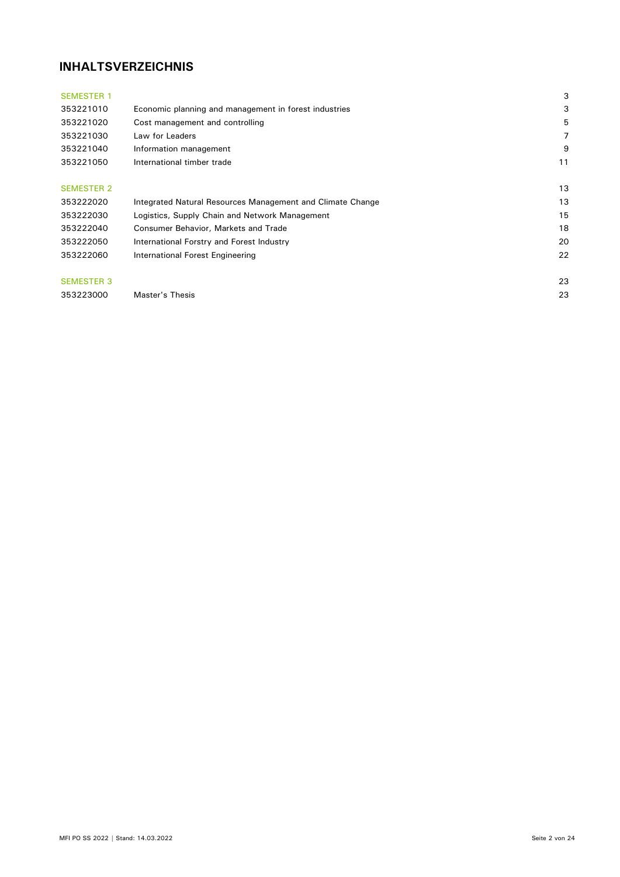## INHALTSVERZEICHNIS

| | | |
|---|---|---|
| SEMESTER 1 | | 3 |
| 353221010 | Economic planning and management in forest industries | 3 |
| 353221020 | Cost management and controlling | 5 |
| 353221030 | Law for Leaders | 7 |
| 353221040 | Information management | 9 |
| 353221050 | International timber trade | 11 |
| SEMESTER 2 | | 13 |
| 353222020 | Integrated Natural Resources Management and Climate Change | 13 |
| 353222030 | Logistics, Supply Chain and Network Management | 15 |
| 353222040 | Consumer Behavior, Markets and Trade | 18 |
| 353222050 | International Forstry and Forest Industry | 20 |
| 353222060 | International Forest Engineering | 22 |
| SEMESTER 3 | | 23 |
| 353223000 | Master's Thesis | 23 |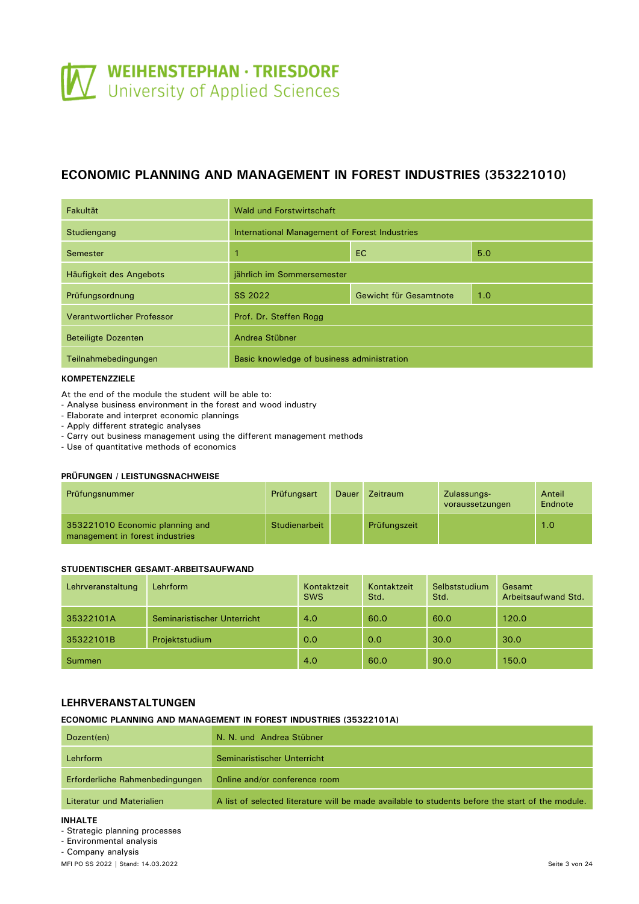# ECONOMIC PLANNING AND MANAGEMENT IN FOREST INDUSTRIES (353221010)

| Fakultät | Wald und Forstwirtschaft | | |
|---|---|---|---|
| Studiengang | International Management of Forest Industries | | |
| Semester | 1 | EC | 5.0 |
| Häufigkeit des Angebots | jährlich im Sommersemester | | |
| Prüfungsordnung | SS 2022 | Gewicht für Gesamtnote | 1.0 |
| Verantwortlicher Professor | Prof. Dr. Steffen Rogg | | |
| Beteiligte Dozenten | Andrea Stübner | | |
| Teilnahmebedingungen | Basic knowledge of business administration | | |

**KOMPETENZZIELE**

At the end of the module the student will be able to:
- Analyse business environment in the forest and wood industry
- Elaborate and interpret economic plannings
- Apply different strategic analyses
- Carry out business management using the different management methods
- Use of quantitative methods of economics

**PRÜFUNGEN / LEISTUNGSNACHWEISE**

| Prüfungsnummer | Prüfungsart | Dauer | Zeitraum | Zulassungs-voraussetzungen | Anteil Endnote |
|---|---|---|---|---|---|
| 353221010 Economic planning and management in forest industries | Studienarbeit | | Prüfungszeit | | 1.0 |

**STUDENTISCHER GESAMT-ARBEITSAUFWAND**

| Lehrveranstaltung | Lehrform | Kontaktzeit SWS | Kontaktzeit Std. | Selbststudium Std. | Gesamt Arbeitsaufwand Std. |
|---|---|---|---|---|---|
| 35322101A | Seminaristischer Unterricht | 4.0 | 60.0 | 60.0 | 120.0 |
| 35322101B | Projektstudium | 0.0 | 0.0 | 30.0 | 30.0 |
| Summen | | 4.0 | 60.0 | 90.0 | 150.0 |

## LEHRVERANSTALTUNGEN

**ECONOMIC PLANNING AND MANAGEMENT IN FOREST INDUSTRIES (35322101A)**

| Dozent(en) | N. N. und Andrea Stübner |
|---|---|
| Lehrform | Seminaristischer Unterricht |
| Erforderliche Rahmenbedingungen | Online and/or conference room |
| Literatur und Materialien | A list of selected literature will be made available to students before the start of the module. |

**INHALTE**

- Strategic planning processes
- Environmental analysis
- Company analysis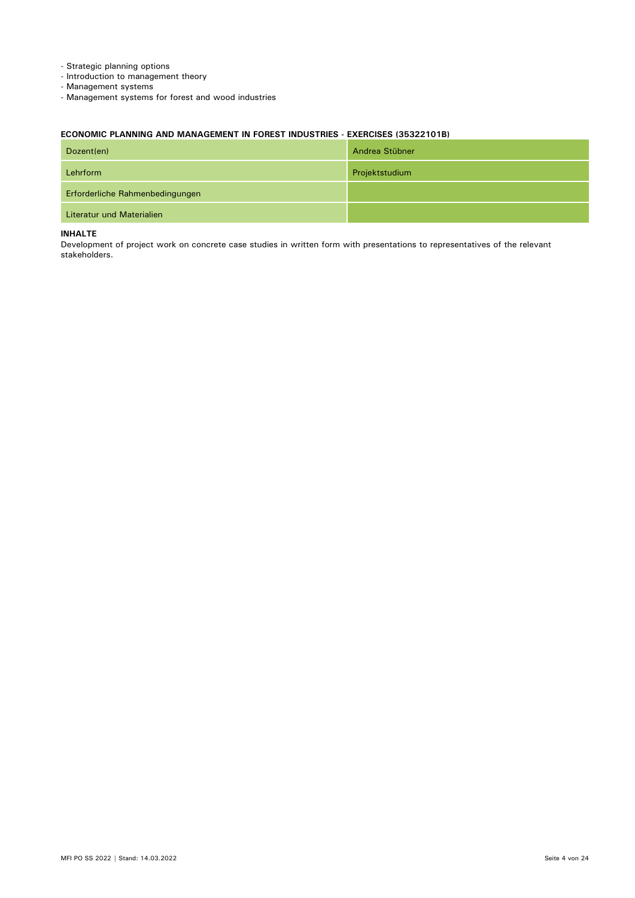- Strategic planning options
- Introduction to management theory
- Management systems
- Management systems for forest and wood industries

### ECONOMIC PLANNING AND MANAGEMENT IN FOREST INDUSTRIES - EXERCISES (35322101B)

| | |
|---|---|
| Dozent(en) | Andrea Stübner |
| Lehrform | Projektstudium |
| Erforderliche Rahmenbedingungen | |
| Literatur und Materialien | |

**INHALTE**

Development of project work on concrete case studies in written form with presentations to representatives of the relevant stakeholders.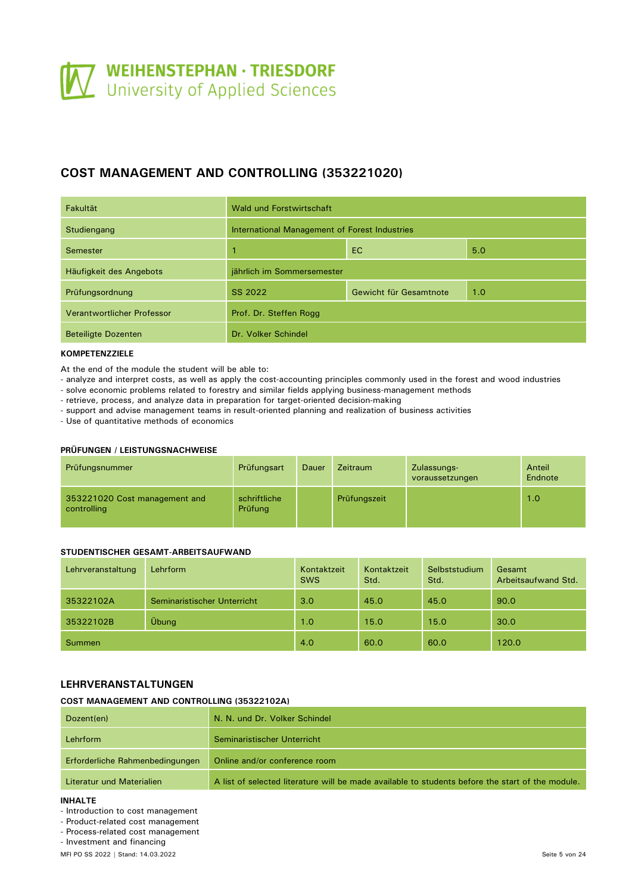WEIHENSTEPHAN · TRIESDORF
University of Applied Sciences

## COST MANAGEMENT AND CONTROLLING (353221020)

| | | | |
|---|---|---|---|
| Fakultät | Wald und Forstwirtschaft | | |
| Studiengang | International Management of Forest Industries | | |
| Semester | 1 | EC | 5.0 |
| Häufigkeit des Angebots | jährlich im Sommersemester | | |
| Prüfungsordnung | SS 2022 | Gewicht für Gesamtnote | 1.0 |
| Verantwortlicher Professor | Prof. Dr. Steffen Rogg | | |
| Beteiligte Dozenten | Dr. Volker Schindel | | |

### KOMPETENZZIELE

At the end of the module the student will be able to:
- analyze and interpret costs, as well as apply the cost-accounting principles commonly used in the forest and wood industries
- solve economic problems related to forestry and similar fields applying business-management methods
- retrieve, process, and analyze data in preparation for target-oriented decision-making
- support and advise management teams in result-oriented planning and realization of business activities
- Use of quantitative methods of economics

### PRÜFUNGEN / LEISTUNGSNACHWEISE

| Prüfungsnummer | Prüfungsart | Dauer | Zeitraum | Zulassungs-voraussetzungen | Anteil Endnote |
|---|---|---|---|---|---|
| 353221020 Cost management and controlling | schriftliche Prüfung | | Prüfungszeit | | 1.0 |

### STUDENTISCHER GESAMT-ARBEITSAUFWAND

| Lehrveranstaltung | Lehrform | Kontaktzeit SWS | Kontaktzeit Std. | Selbststudium Std. | Gesamt Arbeitsaufwand Std. |
|---|---|---|---|---|---|
| 35322102A | Seminaristischer Unterricht | 3.0 | 45.0 | 45.0 | 90.0 |
| 35322102B | Übung | 1.0 | 15.0 | 15.0 | 30.0 |
| Summen | | 4.0 | 60.0 | 60.0 | 120.0 |

## LEHRVERANSTALTUNGEN

### COST MANAGEMENT AND CONTROLLING (35322102A)

| | |
|---|---|
| Dozent(en) | N. N. und Dr. Volker Schindel |
| Lehrform | Seminaristischer Unterricht |
| Erforderliche Rahmenbedingungen | Online and/or conference room |
| Literatur und Materialien | A list of selected literature will be made available to students before the start of the module. |

### INHALTE

- Introduction to cost management
- Product-related cost management
- Process-related cost management
- Investment and financing

MFI PO SS 2022 | Stand: 14.03.2022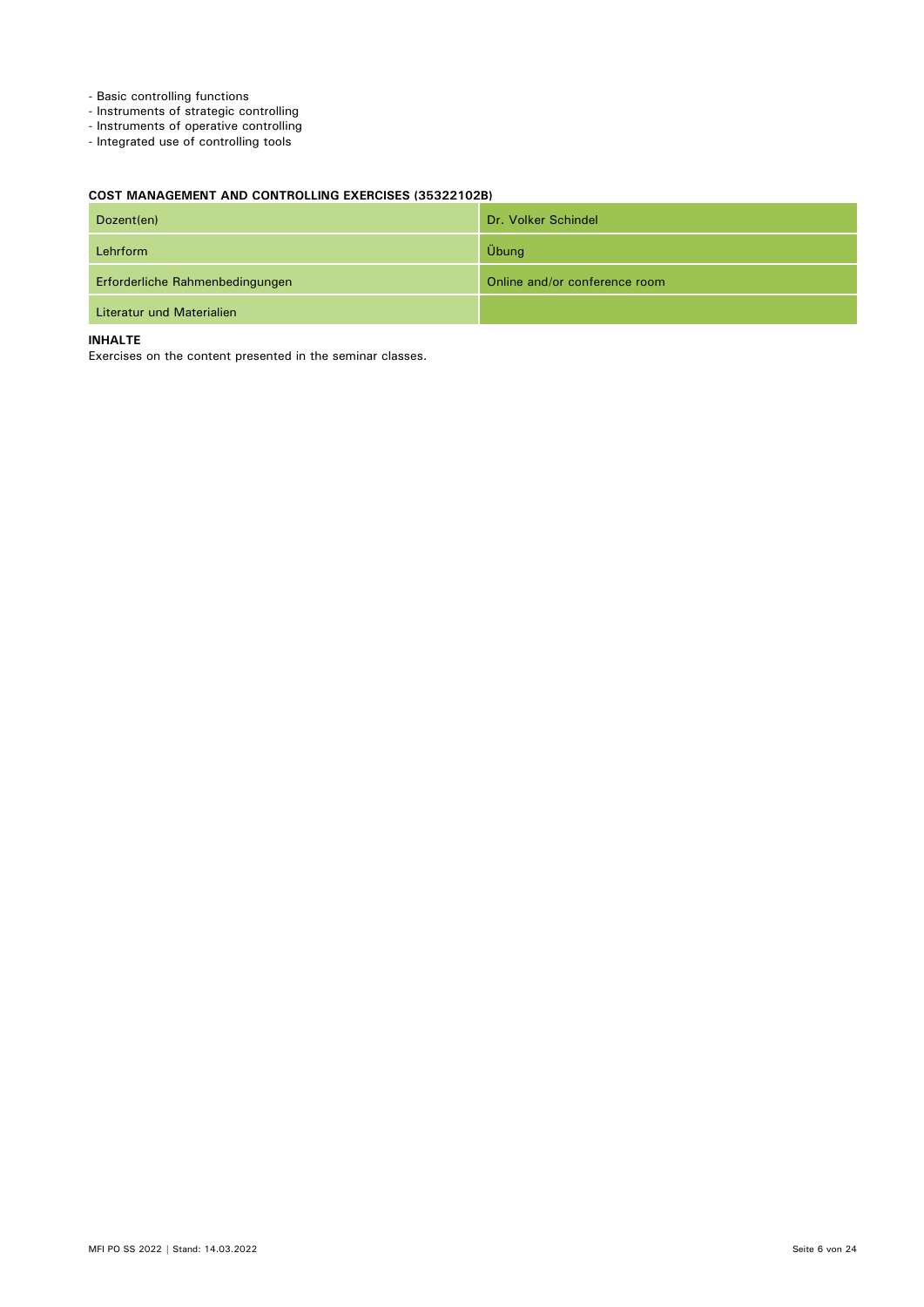- Basic controlling functions
- Instruments of strategic controlling
- Instruments of operative controlling
- Integrated use of controlling tools

#### COST MANAGEMENT AND CONTROLLING EXERCISES (35322102B)

| | |
|---|---|
| Dozent(en) | Dr. Volker Schindel |
| Lehrform | Übung |
| Erforderliche Rahmenbedingungen | Online and/or conference room |
| Literatur und Materialien | |

**INHALTE**

Exercises on the content presented in the seminar classes.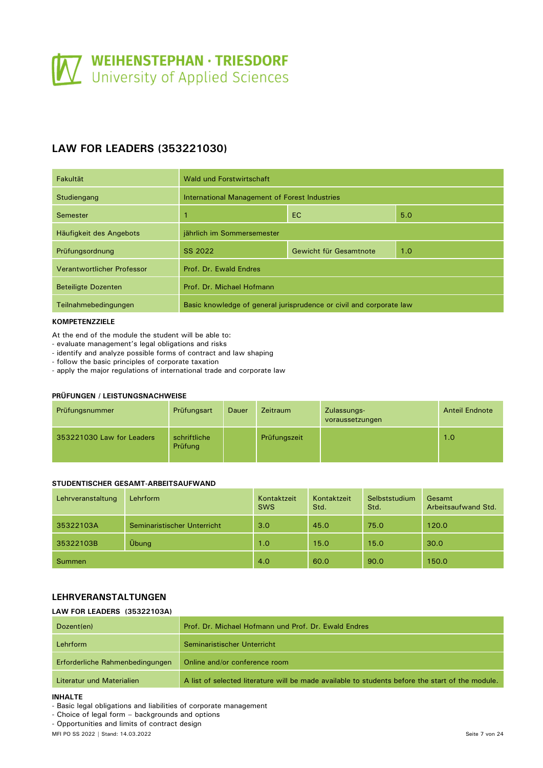## LAW FOR LEADERS (353221030)

| Fakultät | Wald und Forstwirtschaft | | |
|---|---|---|---|
| Studiengang | International Management of Forest Industries | | |
| Semester | 1 | EC | 5.0 |
| Häufigkeit des Angebots | jährlich im Sommersemester | | |
| Prüfungsordnung | SS 2022 | Gewicht für Gesamtnote | 1.0 |
| Verantwortlicher Professor | Prof. Dr. Ewald Endres | | |
| Beteiligte Dozenten | Prof. Dr. Michael Hofmann | | |
| Teilnahmebedingungen | Basic knowledge of general jurisprudence or civil and corporate law | | |

### KOMPETENZZIELE

At the end of the module the student will be able to:
- evaluate management's legal obligations and risks
- identify and analyze possible forms of contract and law shaping
- follow the basic principles of corporate taxation
- apply the major regulations of international trade and corporate law

### PRÜFUNGEN / LEISTUNGSNACHWEISE

| Prüfungsnummer | Prüfungsart | Dauer | Zeitraum | Zulassungs-voraussetzungen | Anteil Endnote |
|---|---|---|---|---|---|
| 353221030 Law for Leaders | schriftliche Prüfung | | Prüfungszeit | | 1.0 |

### STUDENTISCHER GESAMT-ARBEITSAUFWAND

| Lehrveranstaltung | Lehrform | Kontaktzeit SWS | Kontaktzeit Std. | Selbststudium Std. | Gesamt Arbeitsaufwand Std. |
|---|---|---|---|---|---|
| 35322103A | Seminaristischer Unterricht | 3.0 | 45.0 | 75.0 | 120.0 |
| 35322103B | Übung | 1.0 | 15.0 | 15.0 | 30.0 |
| Summen | | 4.0 | 60.0 | 90.0 | 150.0 |

## LEHRVERANSTALTUNGEN

### LAW FOR LEADERS (35322103A)

| Dozent(en) | Prof. Dr. Michael Hofmann und Prof. Dr. Ewald Endres |
|---|---|
| Lehrform | Seminaristischer Unterricht |
| Erforderliche Rahmenbedingungen | Online and/or conference room |
| Literatur und Materialien | A list of selected literature will be made available to students before the start of the module. |

### INHALTE

- Basic legal obligations and liabilities of corporate management
- Choice of legal form – backgrounds and options
- Opportunities and limits of contract design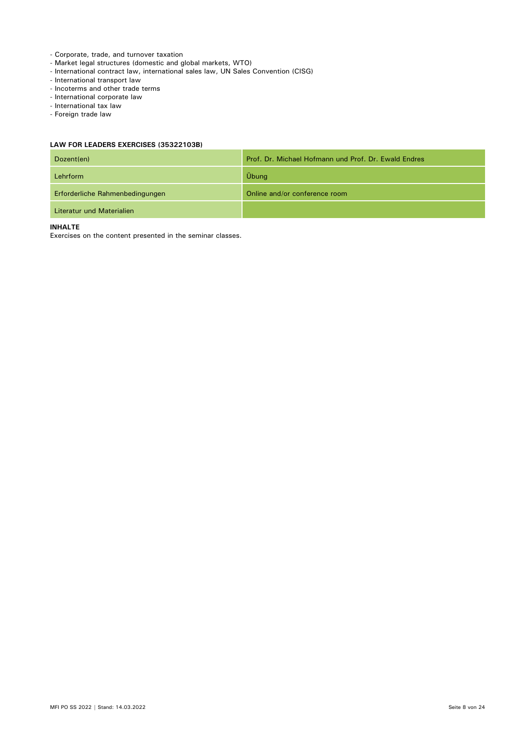- Corporate, trade, and turnover taxation
- Market legal structures (domestic and global markets, WTO)
- International contract law, international sales law, UN Sales Convention (CISG)
- International transport law
- Incoterms and other trade terms
- International corporate law
- International tax law
- Foreign trade law

#### LAW FOR LEADERS EXERCISES (35322103B)

| | |
|---|---|
| Dozent(en) | Prof. Dr. Michael Hofmann und Prof. Dr. Ewald Endres |
| Lehrform | Übung |
| Erforderliche Rahmenbedingungen | Online and/or conference room |
| Literatur und Materialien | |

**INHALTE**

Exercises on the content presented in the seminar classes.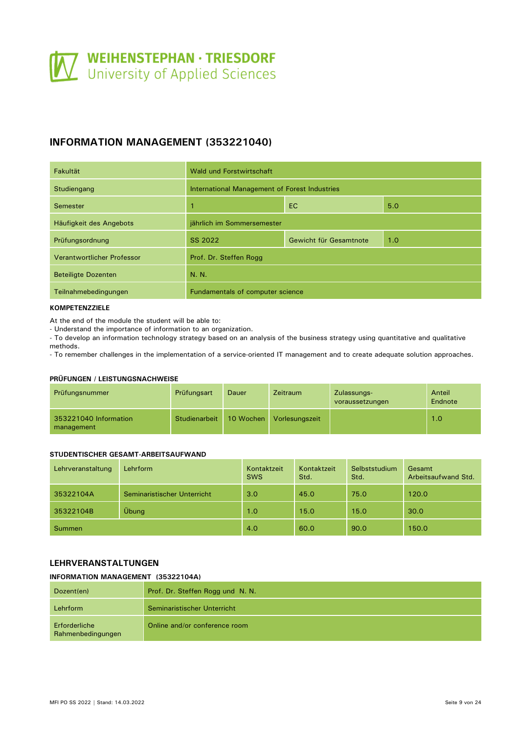## INFORMATION MANAGEMENT (353221040)

| | | | |
|---|---|---|---|
| Fakultät | Wald und Forstwirtschaft | | |
| Studiengang | International Management of Forest Industries | | |
| Semester | 1 | EC | 5.0 |
| Häufigkeit des Angebots | jährlich im Sommersemester | | |
| Prüfungsordnung | SS 2022 | Gewicht für Gesamtnote | 1.0 |
| Verantwortlicher Professor | Prof. Dr. Steffen Rogg | | |
| Beteiligte Dozenten | N. N. | | |
| Teilnahmebedingungen | Fundamentals of computer science | | |

**KOMPETENZZIELE**

At the end of the module the student will be able to:
- Understand the importance of information to an organization.
- To develop an information technology strategy based on an analysis of the business strategy using quantitative and qualitative methods.
- To remember challenges in the implementation of a service-oriented IT management and to create adequate solution approaches.

**PRÜFUNGEN / LEISTUNGSNACHWEISE**

| Prüfungsnummer | Prüfungsart | Dauer | Zeitraum | Zulassungs-voraussetzungen | Anteil Endnote |
|---|---|---|---|---|---|
| 353221040 Information management | Studienarbeit | 10 Wochen | Vorlesungszeit | | 1.0 |

**STUDENTISCHER GESAMT-ARBEITSAUFWAND**

| Lehrveranstaltung | Lehrform | Kontaktzeit SWS | Kontaktzeit Std. | Selbststudium Std. | Gesamt Arbeitsaufwand Std. |
|---|---|---|---|---|---|
| 35322104A | Seminaristischer Unterricht | 3.0 | 45.0 | 75.0 | 120.0 |
| 35322104B | Übung | 1.0 | 15.0 | 15.0 | 30.0 |
| Summen | | 4.0 | 60.0 | 90.0 | 150.0 |

## LEHRVERANSTALTUNGEN

**INFORMATION MANAGEMENT (35322104A)**

| | |
|---|---|
| Dozent(en) | Prof. Dr. Steffen Rogg und N. N. |
| Lehrform | Seminaristischer Unterricht |
| Erforderliche Rahmenbedingungen | Online and/or conference room |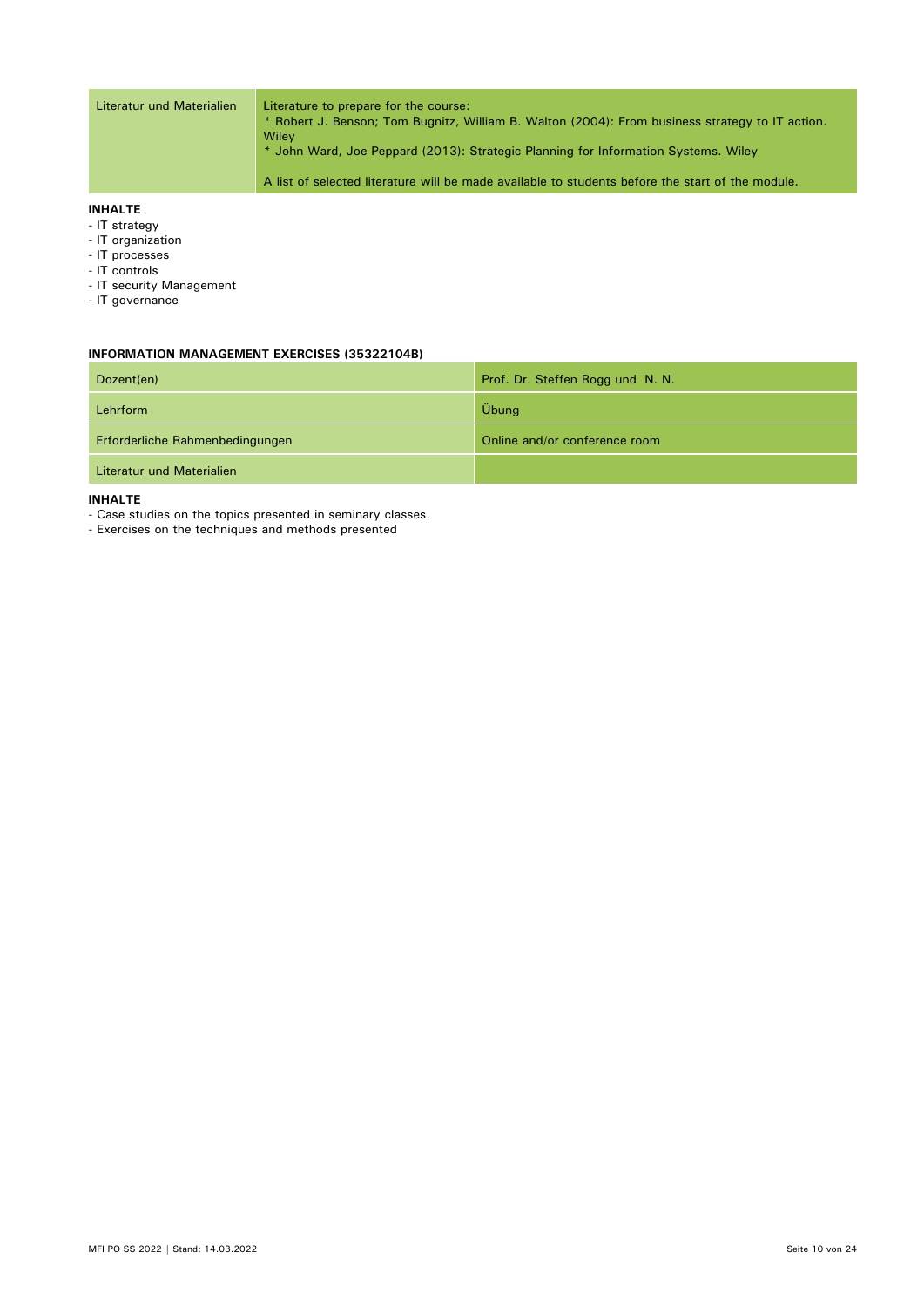| Literatur und Materialien | Literature to prepare for the course:<br>* Robert J. Benson; Tom Bugnitz, William B. Walton (2004): From business strategy to IT action. Wiley<br>* John Ward, Joe Peppard (2013): Strategic Planning for Information Systems. Wiley<br><br>A list of selected literature will be made available to students before the start of the module. |
|---|---|

**INHALTE**

- IT strategy
- IT organization
- IT processes
- IT controls
- IT security Management
- IT governance

### INFORMATION MANAGEMENT EXERCISES (35322104B)

| Dozent(en) | Prof. Dr. Steffen Rogg und N. N. |
|---|---|
| Lehrform | Übung |
| Erforderliche Rahmenbedingungen | Online and/or conference room |
| Literatur und Materialien | |

**INHALTE**

- Case studies on the topics presented in seminary classes.
- Exercises on the techniques and methods presented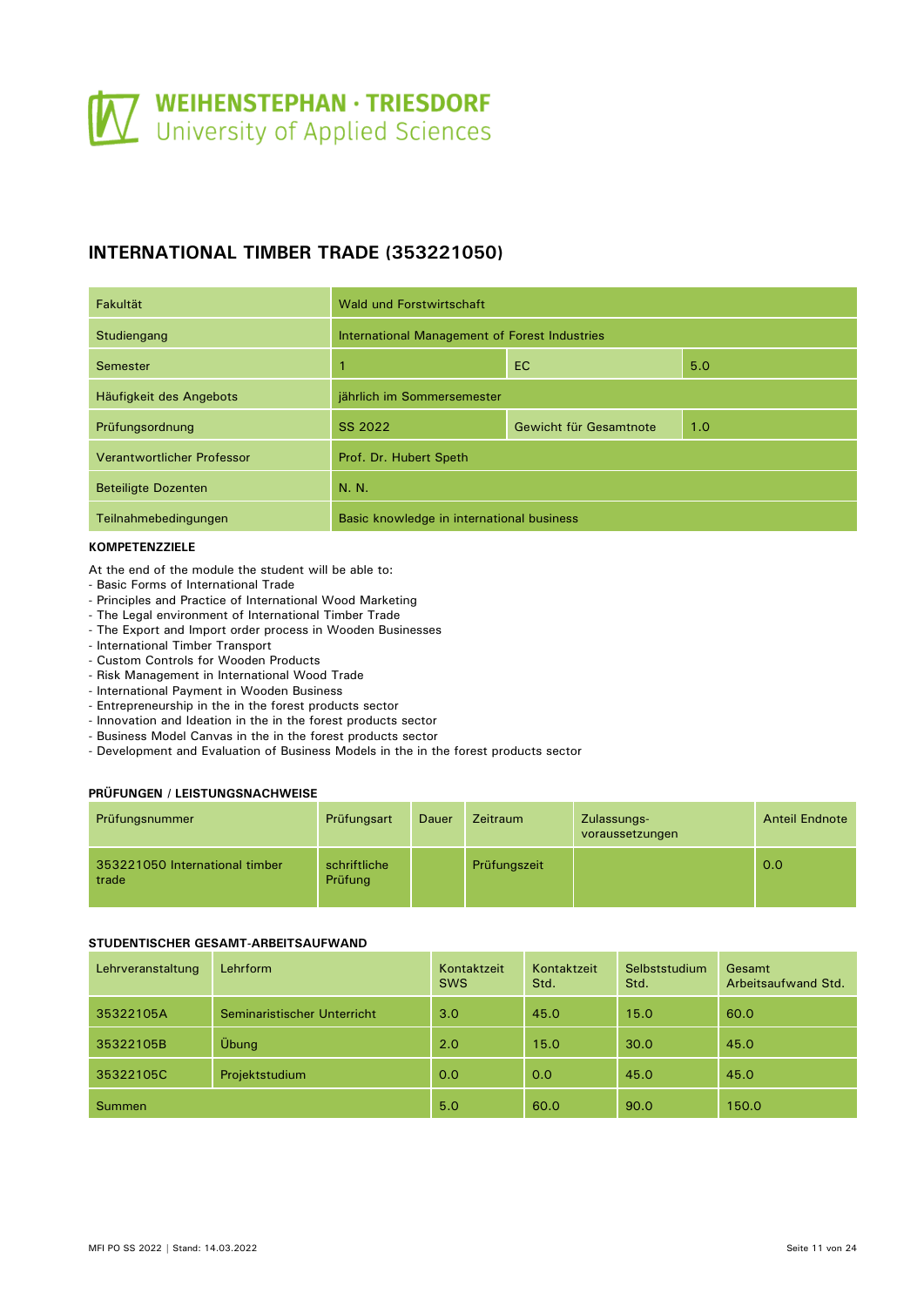# INTERNATIONAL TIMBER TRADE (353221050)

| | | | |
|---|---|---|---|
| Fakultät | Wald und Forstwirtschaft | | |
| Studiengang | International Management of Forest Industries | | |
| Semester | 1 | EC | 5.0 |
| Häufigkeit des Angebots | jährlich im Sommersemester | | |
| Prüfungsordnung | SS 2022 | Gewicht für Gesamtnote | 1.0 |
| Verantwortlicher Professor | Prof. Dr. Hubert Speth | | |
| Beteiligte Dozenten | N. N. | | |
| Teilnahmebedingungen | Basic knowledge in international business | | |

#### KOMPETENZZIELE

At the end of the module the student will be able to:
- Basic Forms of International Trade
- Principles and Practice of International Wood Marketing
- The Legal environment of International Timber Trade
- The Export and Import order process in Wooden Businesses
- International Timber Transport
- Custom Controls for Wooden Products
- Risk Management in International Wood Trade
- International Payment in Wooden Business
- Entrepreneurship in the in the forest products sector
- Innovation and Ideation in the in the forest products sector
- Business Model Canvas in the in the forest products sector
- Development and Evaluation of Business Models in the in the forest products sector

#### PRÜFUNGEN / LEISTUNGSNACHWEISE

| Prüfungsnummer | Prüfungsart | Dauer | Zeitraum | Zulassungs-voraussetzungen | Anteil Endnote |
|---|---|---|---|---|---|
| 353221050 International timber trade | schriftliche Prüfung | | Prüfungszeit | | 0.0 |

#### STUDENTISCHER GESAMT-ARBEITSAUFWAND

| Lehrveranstaltung | Lehrform | Kontaktzeit SWS | Kontaktzeit Std. | Selbststudium Std. | Gesamt Arbeitsaufwand Std. |
|---|---|---|---|---|---|
| 35322105A | Seminaristischer Unterricht | 3.0 | 45.0 | 15.0 | 60.0 |
| 35322105B | Übung | 2.0 | 15.0 | 30.0 | 45.0 |
| 35322105C | Projektstudium | 0.0 | 0.0 | 45.0 | 45.0 |
| Summen | | 5.0 | 60.0 | 90.0 | 150.0 |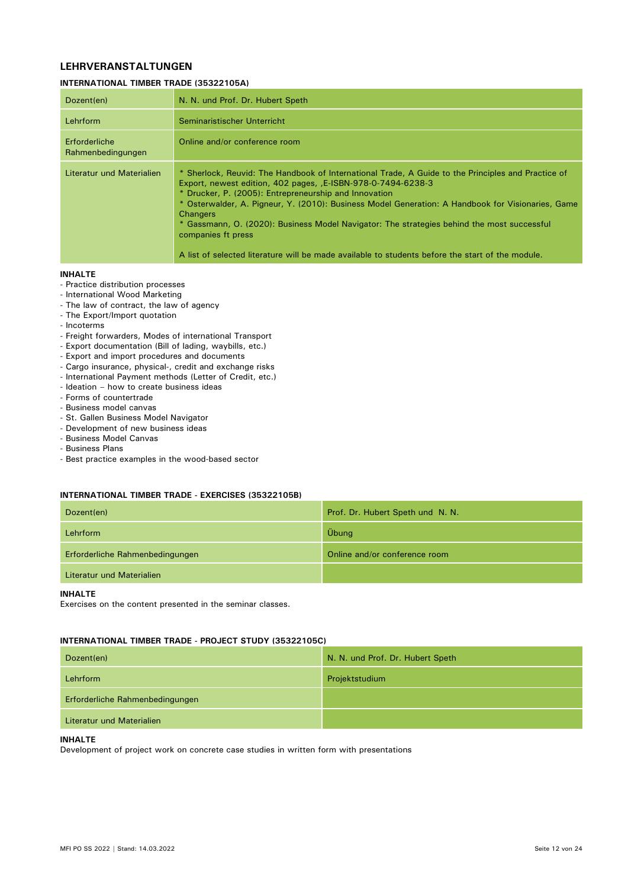## LEHRVERANSTALTUNGEN

### INTERNATIONAL TIMBER TRADE (35322105A)

| Dozent(en) | N. N. und Prof. Dr. Hubert Speth |
|---|---|
| Lehrform | Seminaristischer Unterricht |
| Erforderliche Rahmenbedingungen | Online and/or conference room |
| Literatur und Materialien | * Sherlock, Reuvid: The Handbook of International Trade, A Guide to the Principles and Practice of Export, newest edition, 402 pages, ,E-ISBN-978-0-7494-6238-3<br>* Drucker, P. (2005): Entrepreneurship and Innovation<br>* Osterwalder, A. Pigneur, Y. (2010): Business Model Generation: A Handbook for Visionaries, Game Changers<br>* Gassmann, O. (2020): Business Model Navigator: The strategies behind the most successful companies ft press<br><br>A list of selected literature will be made available to students before the start of the module. |

**INHALTE**

- Practice distribution processes
- International Wood Marketing
- The law of contract, the law of agency
- The Export/Import quotation
- Incoterms
- Freight forwarders, Modes of international Transport
- Export documentation (Bill of lading, waybills, etc.)
- Export and import procedures and documents
- Cargo insurance, physical-, credit and exchange risks
- International Payment methods (Letter of Credit, etc.)
- Ideation – how to create business ideas
- Forms of countertrade
- Business model canvas
- St. Gallen Business Model Navigator
- Development of new business ideas
- Business Model Canvas
- Business Plans
- Best practice examples in the wood-based sector

### INTERNATIONAL TIMBER TRADE - EXERCISES (35322105B)

| Dozent(en) | Prof. Dr. Hubert Speth und N. N. |
|---|---|
| Lehrform | Übung |
| Erforderliche Rahmenbedingungen | Online and/or conference room |
| Literatur und Materialien | |

**INHALTE**

Exercises on the content presented in the seminar classes.

### INTERNATIONAL TIMBER TRADE - PROJECT STUDY (35322105C)

| Dozent(en) | N. N. und Prof. Dr. Hubert Speth |
|---|---|
| Lehrform | Projektstudium |
| Erforderliche Rahmenbedingungen | |
| Literatur und Materialien | |

**INHALTE**

Development of project work on concrete case studies in written form with presentations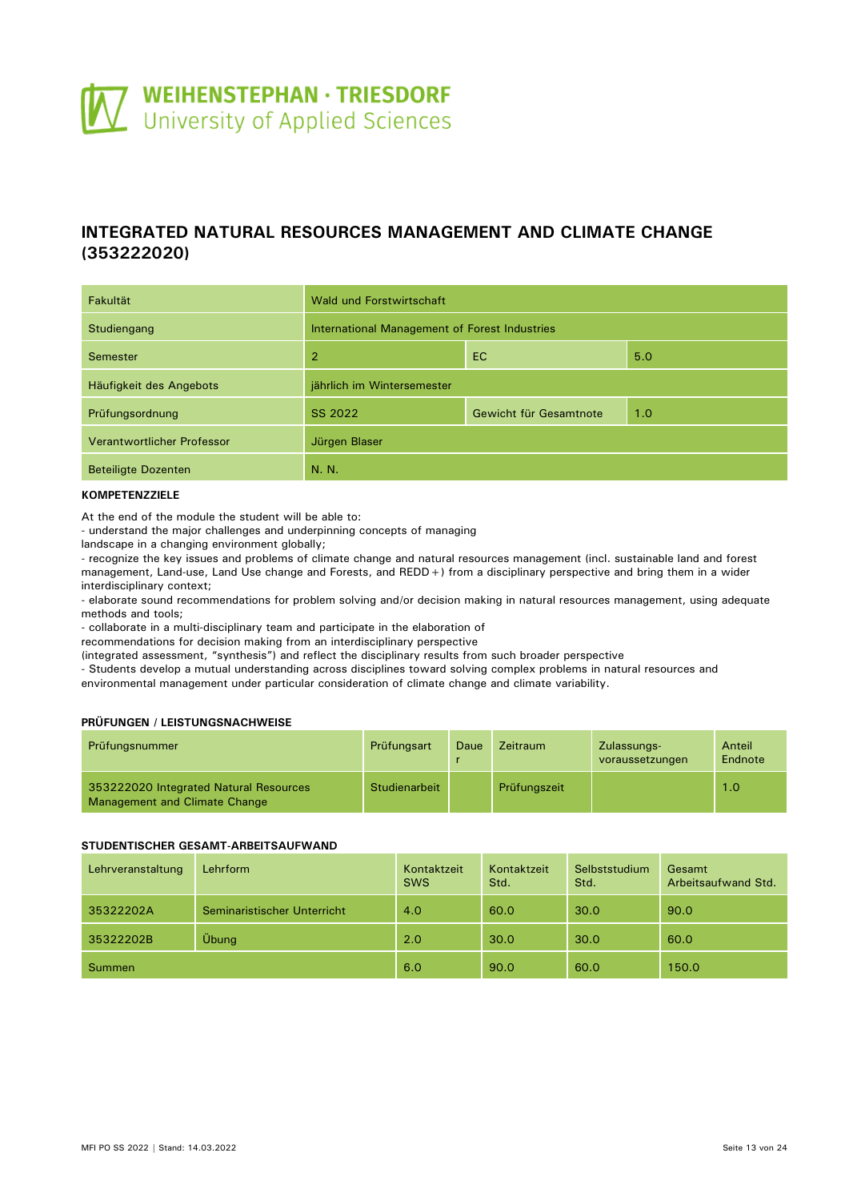# INTEGRATED NATURAL RESOURCES MANAGEMENT AND CLIMATE CHANGE (353222020)

| Fakultät | Wald und Forstwirtschaft | | |
|---|---|---|---|
| Studiengang | International Management of Forest Industries | | |
| Semester | 2 | EC | 5.0 |
| Häufigkeit des Angebots | jährlich im Wintersemester | | |
| Prüfungsordnung | SS 2022 | Gewicht für Gesamtnote | 1.0 |
| Verantwortlicher Professor | Jürgen Blaser | | |
| Beteiligte Dozenten | N. N. | | |

**KOMPETENZZIELE**

At the end of the module the student will be able to:
- understand the major challenges and underpinning concepts of managing landscape in a changing environment globally;
- recognize the key issues and problems of climate change and natural resources management (incl. sustainable land and forest management, Land-use, Land Use change and Forests, and REDD+) from a disciplinary perspective and bring them in a wider interdisciplinary context;
- elaborate sound recommendations for problem solving and/or decision making in natural resources management, using adequate methods and tools;
- collaborate in a multi-disciplinary team and participate in the elaboration of recommendations for decision making from an interdisciplinary perspective (integrated assessment, "synthesis") and reflect the disciplinary results from such broader perspective
- Students develop a mutual understanding across disciplines toward solving complex problems in natural resources and environmental management under particular consideration of climate change and climate variability.

**PRÜFUNGEN / LEISTUNGSNACHWEISE**

| Prüfungsnummer | Prüfungsart | Dauer | Zeitraum | Zulassungs-voraussetzungen | Anteil Endnote |
|---|---|---|---|---|---|
| 353222020 Integrated Natural Resources Management and Climate Change | Studienarbeit | | Prüfungszeit | | 1.0 |

**STUDENTISCHER GESAMT-ARBEITSAUFWAND**

| Lehrveranstaltung | Lehrform | Kontaktzeit SWS | Kontaktzeit Std. | Selbststudium Std. | Gesamt Arbeitsaufwand Std. |
|---|---|---|---|---|---|
| 35322202A | Seminaristischer Unterricht | 4.0 | 60.0 | 30.0 | 90.0 |
| 35322202B | Übung | 2.0 | 30.0 | 30.0 | 60.0 |
| Summen | | 6.0 | 90.0 | 60.0 | 150.0 |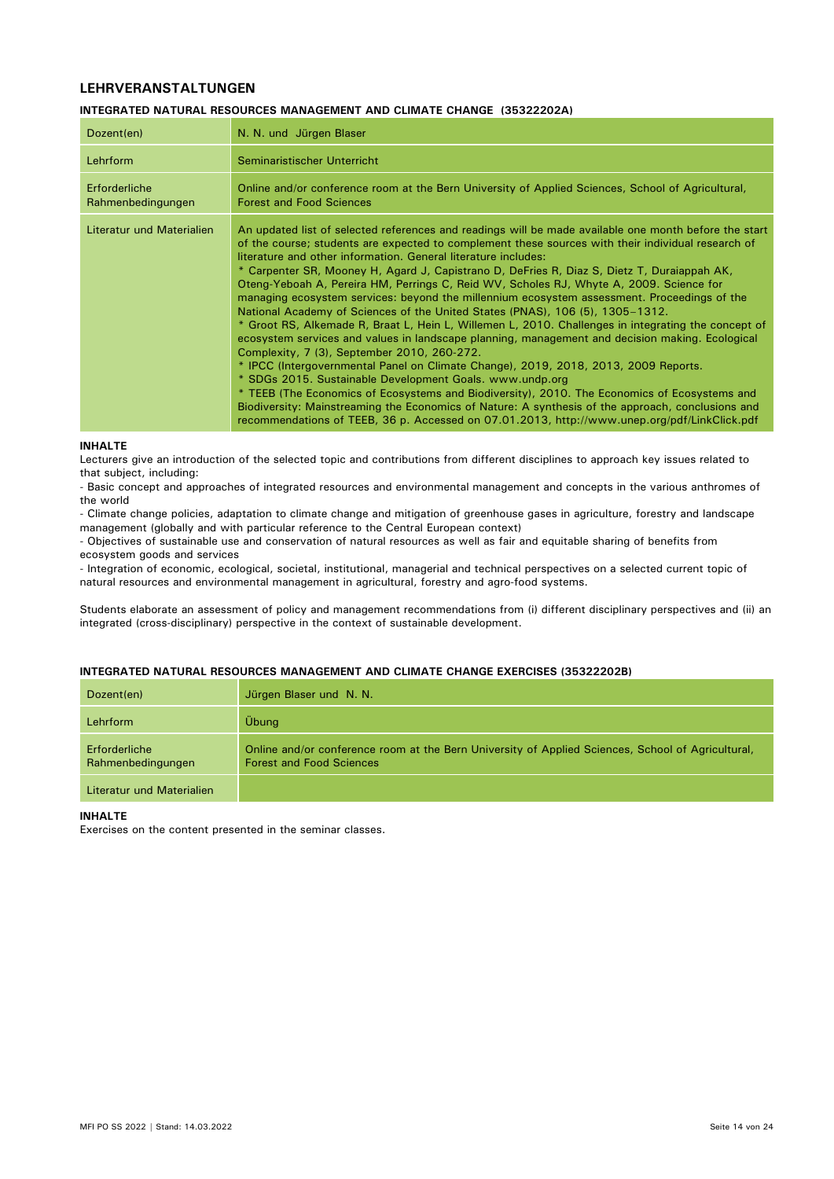## LEHRVERANSTALTUNGEN

### INTEGRATED NATURAL RESOURCES MANAGEMENT AND CLIMATE CHANGE (35322202A)

| | |
|---|---|
| Dozent(en) | N. N. und Jürgen Blaser |
| Lehrform | Seminaristischer Unterricht |
| Erforderliche Rahmenbedingungen | Online and/or conference room at the Bern University of Applied Sciences, School of Agricultural, Forest and Food Sciences |
| Literatur und Materialien | An updated list of selected references and readings will be made available one month before the start of the course; students are expected to complement these sources with their individual research of literature and other information. General literature includes:<br>* Carpenter SR, Mooney H, Agard J, Capistrano D, DeFries R, Diaz S, Dietz T, Duraiappah AK, Oteng-Yeboah A, Pereira HM, Perrings C, Reid WV, Scholes RJ, Whyte A, 2009. Science for managing ecosystem services: beyond the millennium ecosystem assessment. Proceedings of the National Academy of Sciences of the United States (PNAS), 106 (5), 1305–1312.<br>* Groot RS, Alkemade R, Braat L, Hein L, Willemen L, 2010. Challenges in integrating the concept of ecosystem services and values in landscape planning, management and decision making. Ecological Complexity, 7 (3), September 2010, 260-272.<br>* IPCC (Intergovernmental Panel on Climate Change), 2019, 2018, 2013, 2009 Reports.<br>* SDGs 2015. Sustainable Development Goals. www.undp.org<br>* TEEB (The Economics of Ecosystems and Biodiversity), 2010. The Economics of Ecosystems and Biodiversity: Mainstreaming the Economics of Nature: A synthesis of the approach, conclusions and recommendations of TEEB, 36 p. Accessed on 07.01.2013, http://www.unep.org/pdf/LinkClick.pdf |

**INHALTE**

Lecturers give an introduction of the selected topic and contributions from different disciplines to approach key issues related to that subject, including:

- Basic concept and approaches of integrated resources and environmental management and concepts in the various anthromes of the world
- Climate change policies, adaptation to climate change and mitigation of greenhouse gases in agriculture, forestry and landscape management (globally and with particular reference to the Central European context)
- Objectives of sustainable use and conservation of natural resources as well as fair and equitable sharing of benefits from ecosystem goods and services
- Integration of economic, ecological, societal, institutional, managerial and technical perspectives on a selected current topic of natural resources and environmental management in agricultural, forestry and agro-food systems.

Students elaborate an assessment of policy and management recommendations from (i) different disciplinary perspectives and (ii) an integrated (cross-disciplinary) perspective in the context of sustainable development.

### INTEGRATED NATURAL RESOURCES MANAGEMENT AND CLIMATE CHANGE EXERCISES (35322202B)

| | |
|---|---|
| Dozent(en) | Jürgen Blaser und N. N. |
| Lehrform | Übung |
| Erforderliche Rahmenbedingungen | Online and/or conference room at the Bern University of Applied Sciences, School of Agricultural, Forest and Food Sciences |
| Literatur und Materialien | |

**INHALTE**

Exercises on the content presented in the seminar classes.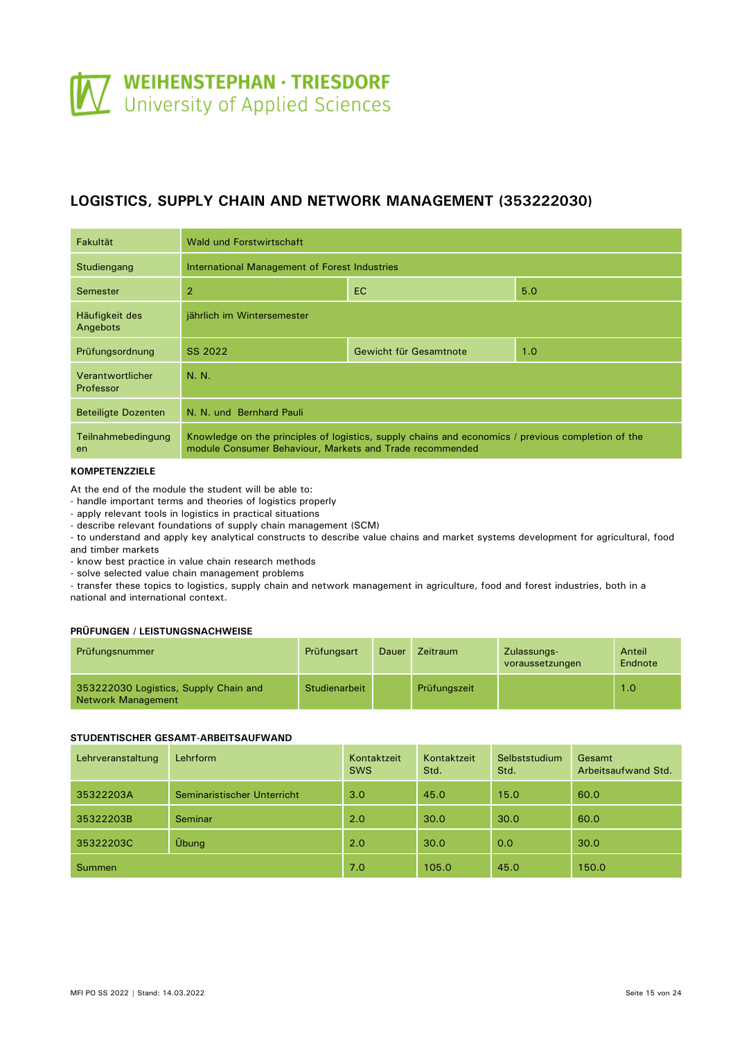# LOGISTICS, SUPPLY CHAIN AND NETWORK MANAGEMENT (353222030)

| Fakultät | Wald und Forstwirtschaft | | |
|---|---|---|---|
| Studiengang | International Management of Forest Industries | | |
| Semester | 2 | EC | 5.0 |
| Häufigkeit des Angebots | jährlich im Wintersemester | | |
| Prüfungsordnung | SS 2022 | Gewicht für Gesamtnote | 1.0 |
| Verantwortlicher Professor | N. N. | | |
| Beteiligte Dozenten | N. N. und Bernhard Pauli | | |
| Teilnahmebedingungen | Knowledge on the principles of logistics, supply chains and economics / previous completion of the module Consumer Behaviour, Markets and Trade recommended | | |

### KOMPETENZZIELE

At the end of the module the student will be able to:
- handle important terms and theories of logistics properly
- apply relevant tools in logistics in practical situations
- describe relevant foundations of supply chain management (SCM)
- to understand and apply key analytical constructs to describe value chains and market systems development for agricultural, food and timber markets
- know best practice in value chain research methods
- solve selected value chain management problems
- transfer these topics to logistics, supply chain and network management in agriculture, food and forest industries, both in a national and international context.

### PRÜFUNGEN / LEISTUNGSNACHWEISE

| Prüfungsnummer | Prüfungsart | Dauer | Zeitraum | Zulassungs-voraussetzungen | Anteil Endnote |
|---|---|---|---|---|---|
| 353222030 Logistics, Supply Chain and Network Management | Studienarbeit | | Prüfungszeit | | 1.0 |

### STUDENTISCHER GESAMT-ARBEITSAUFWAND

| Lehrveranstaltung | Lehrform | Kontaktzeit SWS | Kontaktzeit Std. | Selbststudium Std. | Gesamt Arbeitsaufwand Std. |
|---|---|---|---|---|---|
| 35322203A | Seminaristischer Unterricht | 3.0 | 45.0 | 15.0 | 60.0 |
| 35322203B | Seminar | 2.0 | 30.0 | 30.0 | 60.0 |
| 35322203C | Übung | 2.0 | 30.0 | 0.0 | 30.0 |
| Summen | | 7.0 | 105.0 | 45.0 | 150.0 |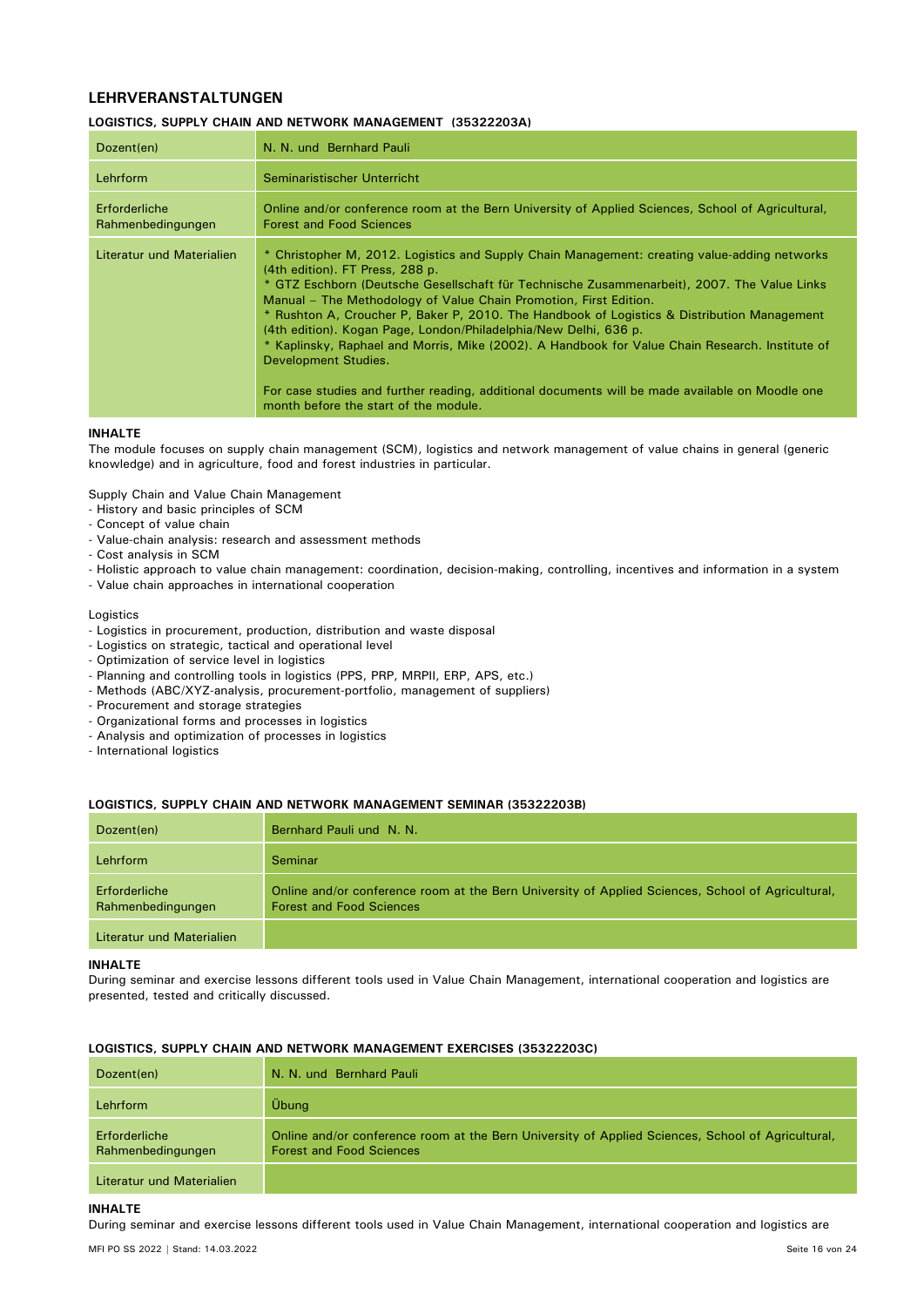## LEHRVERANSTALTUNGEN

### LOGISTICS, SUPPLY CHAIN AND NETWORK MANAGEMENT (35322203A)

| | |
|---|---|
| Dozent(en) | N. N. und Bernhard Pauli |
| Lehrform | Seminaristischer Unterricht |
| Erforderliche Rahmenbedingungen | Online and/or conference room at the Bern University of Applied Sciences, School of Agricultural, Forest and Food Sciences |
| Literatur und Materialien | * Christopher M, 2012. Logistics and Supply Chain Management: creating value-adding networks (4th edition). FT Press, 288 p.<br>* GTZ Eschborn (Deutsche Gesellschaft für Technische Zusammenarbeit), 2007. The Value Links Manual – The Methodology of Value Chain Promotion, First Edition.<br>* Rushton A, Croucher P, Baker P, 2010. The Handbook of Logistics & Distribution Management (4th edition). Kogan Page, London/Philadelphia/New Delhi, 636 p.<br>* Kaplinsky, Raphael and Morris, Mike (2002). A Handbook for Value Chain Research. Institute of Development Studies.<br><br>For case studies and further reading, additional documents will be made available on Moodle one month before the start of the module. |

**INHALTE**

The module focuses on supply chain management (SCM), logistics and network management of value chains in general (generic knowledge) and in agriculture, food and forest industries in particular.

Supply Chain and Value Chain Management
- History and basic principles of SCM
- Concept of value chain
- Value-chain analysis: research and assessment methods
- Cost analysis in SCM
- Holistic approach to value chain management: coordination, decision-making, controlling, incentives and information in a system
- Value chain approaches in international cooperation

Logistics
- Logistics in procurement, production, distribution and waste disposal
- Logistics on strategic, tactical and operational level
- Optimization of service level in logistics
- Planning and controlling tools in logistics (PPS, PRP, MRPII, ERP, APS, etc.)
- Methods (ABC/XYZ-analysis, procurement-portfolio, management of suppliers)
- Procurement and storage strategies
- Organizational forms and processes in logistics
- Analysis and optimization of processes in logistics
- International logistics

### LOGISTICS, SUPPLY CHAIN AND NETWORK MANAGEMENT SEMINAR (35322203B)

| | |
|---|---|
| Dozent(en) | Bernhard Pauli und N. N. |
| Lehrform | Seminar |
| Erforderliche Rahmenbedingungen | Online and/or conference room at the Bern University of Applied Sciences, School of Agricultural, Forest and Food Sciences |
| Literatur und Materialien | |

**INHALTE**

During seminar and exercise lessons different tools used in Value Chain Management, international cooperation and logistics are presented, tested and critically discussed.

### LOGISTICS, SUPPLY CHAIN AND NETWORK MANAGEMENT EXERCISES (35322203C)

| | |
|---|---|
| Dozent(en) | N. N. und Bernhard Pauli |
| Lehrform | Übung |
| Erforderliche Rahmenbedingungen | Online and/or conference room at the Bern University of Applied Sciences, School of Agricultural, Forest and Food Sciences |
| Literatur und Materialien | |

**INHALTE**

During seminar and exercise lessons different tools used in Value Chain Management, international cooperation and logistics are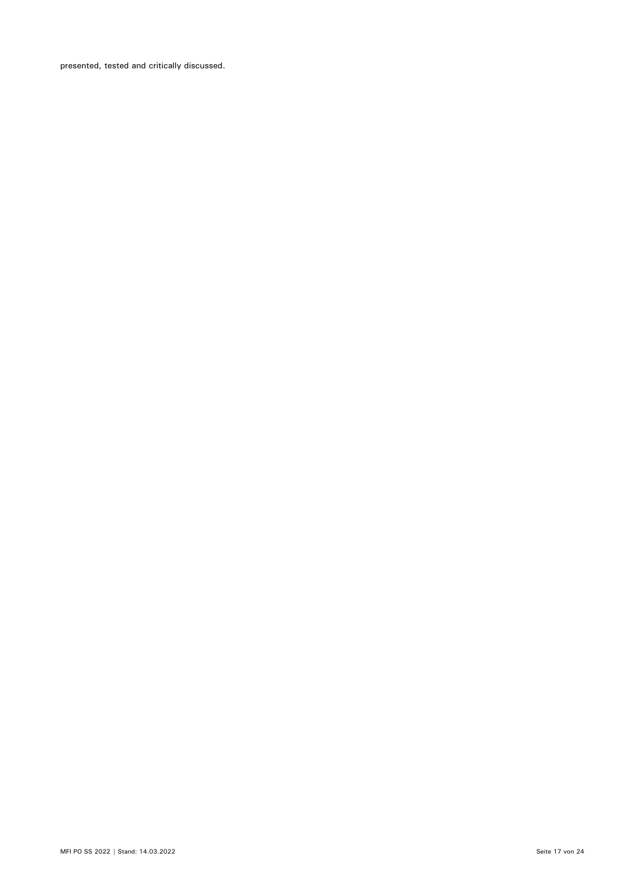presented, tested and critically discussed.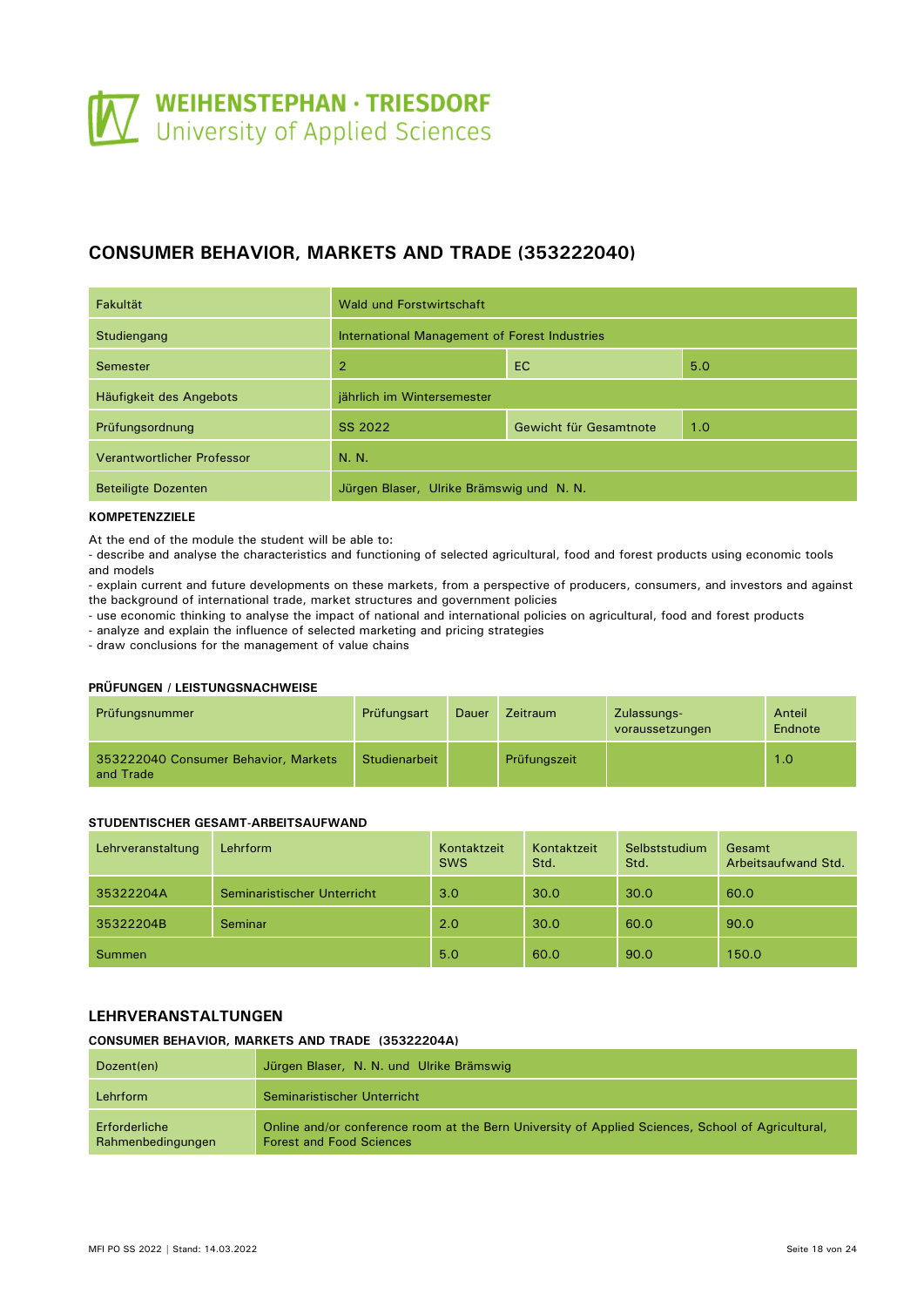# CONSUMER BEHAVIOR, MARKETS AND TRADE (353222040)

| Fakultät | Wald und Forstwirtschaft | | |
|---|---|---|---|
| Studiengang | International Management of Forest Industries | | |
| Semester | 2 | EC | 5.0 |
| Häufigkeit des Angebots | jährlich im Wintersemester | | |
| Prüfungsordnung | SS 2022 | Gewicht für Gesamtnote | 1.0 |
| Verantwortlicher Professor | N. N. | | |
| Beteiligte Dozenten | Jürgen Blaser, Ulrike Brämswig und N. N. | | |

**KOMPETENZZIELE**

At the end of the module the student will be able to:
- describe and analyse the characteristics and functioning of selected agricultural, food and forest products using economic tools and models
- explain current and future developments on these markets, from a perspective of producers, consumers, and investors and against the background of international trade, market structures and government policies
- use economic thinking to analyse the impact of national and international policies on agricultural, food and forest products
- analyze and explain the influence of selected marketing and pricing strategies
- draw conclusions for the management of value chains

**PRÜFUNGEN / LEISTUNGSNACHWEISE**

| Prüfungsnummer | Prüfungsart | Dauer | Zeitraum | Zulassungs-voraussetzungen | Anteil Endnote |
|---|---|---|---|---|---|
| 353222040 Consumer Behavior, Markets and Trade | Studienarbeit | | Prüfungszeit | | 1.0 |

**STUDENTISCHER GESAMT-ARBEITSAUFWAND**

| Lehrveranstaltung | Lehrform | Kontaktzeit SWS | Kontaktzeit Std. | Selbststudium Std. | Gesamt Arbeitsaufwand Std. |
|---|---|---|---|---|---|
| 35322204A | Seminaristischer Unterricht | 3.0 | 30.0 | 30.0 | 60.0 |
| 35322204B | Seminar | 2.0 | 30.0 | 60.0 | 90.0 |
| Summen | | 5.0 | 60.0 | 90.0 | 150.0 |

## LEHRVERANSTALTUNGEN

**CONSUMER BEHAVIOR, MARKETS AND TRADE (35322204A)**

| Dozent(en) | Jürgen Blaser, N. N. und Ulrike Brämswig |
|---|---|
| Lehrform | Seminaristischer Unterricht |
| Erforderliche Rahmenbedingungen | Online and/or conference room at the Bern University of Applied Sciences, School of Agricultural, Forest and Food Sciences |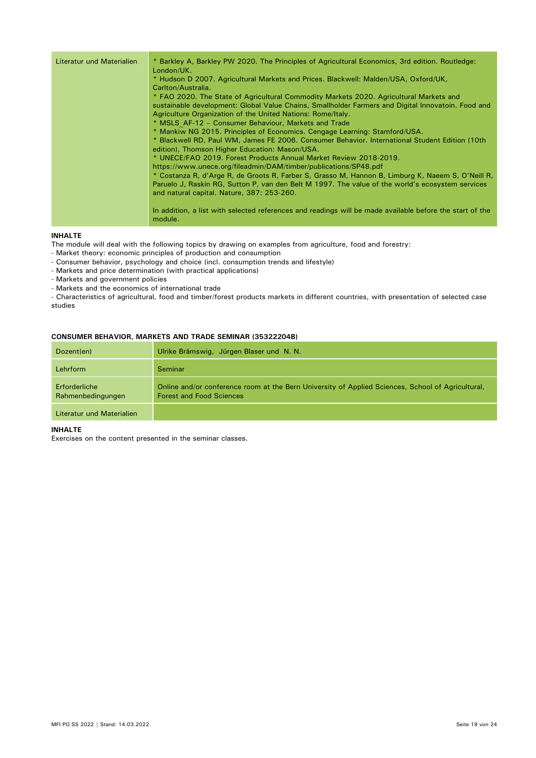| Literatur und Materialien | * Barkley A, Barkley PW 2020. The Principles of Agricultural Economics, 3rd edition. Routledge: London/UK.<br>* Hudson D 2007. Agricultural Markets and Prices. Blackwell: Malden/USA, Oxford/UK, Carlton/Australia.<br>* FAO 2020. The State of Agricultural Commodity Markets 2020. Agricultural Markets and sustainable development: Global Value Chains, Smallholder Farmers and Digital Innovatoin. Food and Agriculture Organization of the United Nations: Rome/Italy.<br>* MSLS_AF-12 – Consumer Behaviour, Markets and Trade<br>* Mankiw NG 2015. Principles of Economics. Cengage Learning: Stamford/USA.<br>* Blackwell RD, Paul WM, James FE 2006. Consumer Behavior. International Student Edition (10th edition), Thomson Higher Education: Mason/USA.<br>* UNECE/FAO 2019. Forest Products Annual Market Review 2018-2019. https://www.unece.org/fileadmin/DAM/timber/publications/SP48.pdf<br>* Costanza R, d'Arge R, de Groots R, Farber S, Grasso M, Hannon B, Limburg K, Naeem S, O'Neill R, Paruelo J, Raskin RG, Sutton P, van den Belt M 1997. The value of the world's ecosystem services and natural capital. Nature, 387: 253-260.<br><br>In addition, a list with selected references and readings will be made available before the start of the module. |
|---|---|

**INHALTE**

The module will deal with the following topics by drawing on examples from agriculture, food and forestry:
- Market theory: economic principles of production and consumption
- Consumer behavior, psychology and choice (incl. consumption trends and lifestyle)
- Markets and price determination (with practical applications)
- Markets and government policies
- Markets and the economics of international trade
- Characteristics of agricultural, food and timber/forest products markets in different countries, with presentation of selected case studies

**CONSUMER BEHAVIOR, MARKETS AND TRADE SEMINAR (35322204B)**

| Dozent(en) | Ulrike Brämswig, Jürgen Blaser und N. N. |
|---|---|
| Lehrform | Seminar |
| Erforderliche Rahmenbedingungen | Online and/or conference room at the Bern University of Applied Sciences, School of Agricultural, Forest and Food Sciences |
| Literatur und Materialien | |

**INHALTE**

Exercises on the content presented in the seminar classes.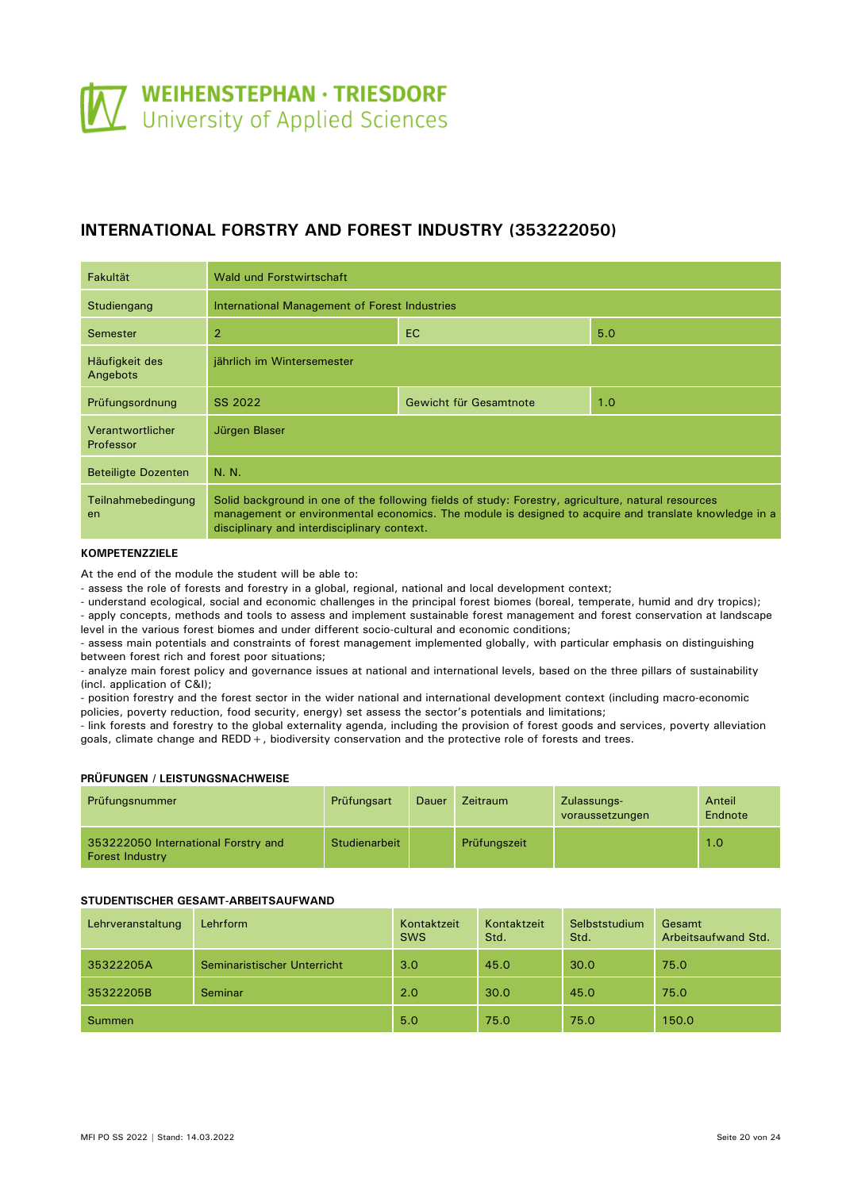WEIHENSTEPHAN · TRIESDORF
University of Applied Sciences

## INTERNATIONAL FORSTRY AND FOREST INDUSTRY (353222050)

| | | | |
|---|---|---|---|
| Fakultät | Wald und Forstwirtschaft | | |
| Studiengang | International Management of Forest Industries | | |
| Semester | 2 | EC | 5.0 |
| Häufigkeit des Angebots | jährlich im Wintersemester | | |
| Prüfungsordnung | SS 2022 | Gewicht für Gesamtnote | 1.0 |
| Verantwortlicher Professor | Jürgen Blaser | | |
| Beteiligte Dozenten | N. N. | | |
| Teilnahmebedingungen | Solid background in one of the following fields of study: Forestry, agriculture, natural resources management or environmental economics. The module is designed to acquire and translate knowledge in a disciplinary and interdisciplinary context. | | |

### KOMPETENZZIELE

At the end of the module the student will be able to:
- assess the role of forests and forestry in a global, regional, national and local development context;
- understand ecological, social and economic challenges in the principal forest biomes (boreal, temperate, humid and dry tropics);
- apply concepts, methods and tools to assess and implement sustainable forest management and forest conservation at landscape level in the various forest biomes and under different socio-cultural and economic conditions;
- assess main potentials and constraints of forest management implemented globally, with particular emphasis on distinguishing between forest rich and forest poor situations;
- analyze main forest policy and governance issues at national and international levels, based on the three pillars of sustainability (incl. application of C&I);
- position forestry and the forest sector in the wider national and international development context (including macro-economic policies, poverty reduction, food security, energy) set assess the sector's potentials and limitations;
- link forests and forestry to the global externality agenda, including the provision of forest goods and services, poverty alleviation goals, climate change and REDD+, biodiversity conservation and the protective role of forests and trees.

### PRÜFUNGEN / LEISTUNGSNACHWEISE

| Prüfungsnummer | Prüfungsart | Dauer | Zeitraum | Zulassungs-voraussetzungen | Anteil Endnote |
|---|---|---|---|---|---|
| 353222050 International Forstry and Forest Industry | Studienarbeit | | Prüfungszeit | | 1.0 |

### STUDENTISCHER GESAMT-ARBEITSAUFWAND

| Lehrveranstaltung | Lehrform | Kontaktzeit SWS | Kontaktzeit Std. | Selbststudium Std. | Gesamt Arbeitsaufwand Std. |
|---|---|---|---|---|---|
| 35322205A | Seminaristischer Unterricht | 3.0 | 45.0 | 30.0 | 75.0 |
| 35322205B | Seminar | 2.0 | 30.0 | 45.0 | 75.0 |
| Summen | | 5.0 | 75.0 | 75.0 | 150.0 |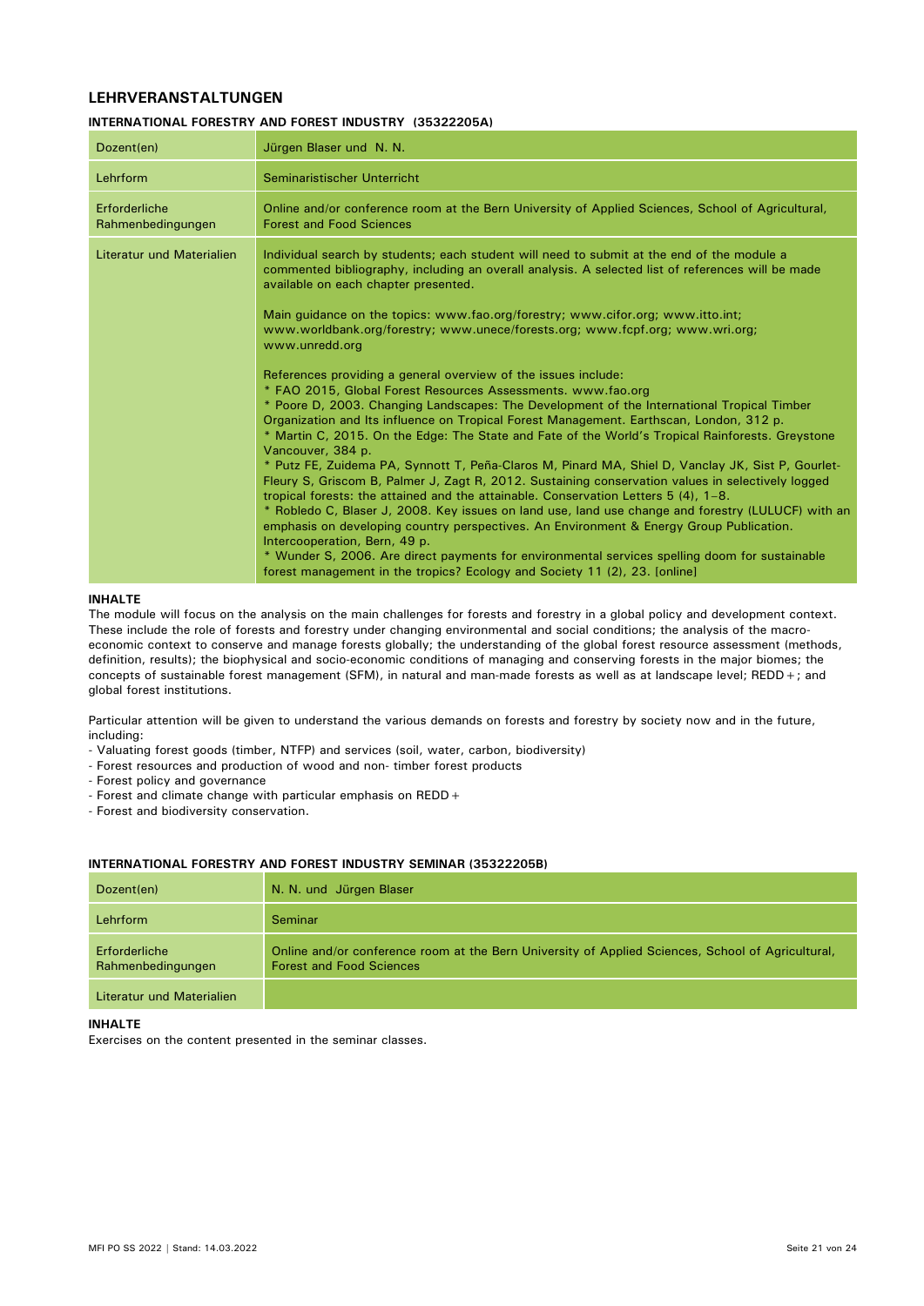## LEHRVERANSTALTUNGEN

### INTERNATIONAL FORESTRY AND FOREST INDUSTRY (35322205A)

| Dozent(en) | Jürgen Blaser und N. N. |
|---|---|
| Lehrform | Seminaristischer Unterricht |
| Erforderliche Rahmenbedingungen | Online and/or conference room at the Bern University of Applied Sciences, School of Agricultural, Forest and Food Sciences |
| Literatur und Materialien | Individual search by students; each student will need to submit at the end of the module a commented bibliography, including an overall analysis. A selected list of references will be made available on each chapter presented.<br><br>Main guidance on the topics: www.fao.org/forestry; www.cifor.org; www.itto.int; www.worldbank.org/forestry; www.unece/forests.org; www.fcpf.org; www.wri.org; www.unredd.org<br><br>References providing a general overview of the issues include:<br>* FAO 2015, Global Forest Resources Assessments. www.fao.org<br>* Poore D, 2003. Changing Landscapes: The Development of the International Tropical Timber Organization and Its influence on Tropical Forest Management. Earthscan, London, 312 p.<br>* Martin C, 2015. On the Edge: The State and Fate of the World's Tropical Rainforests. Greystone Vancouver, 384 p.<br>* Putz FE, Zuidema PA, Synnott T, Peña-Claros M, Pinard MA, Shiel D, Vanclay JK, Sist P, Gourlet-Fleury S, Griscom B, Palmer J, Zagt R, 2012. Sustaining conservation values in selectively logged tropical forests: the attained and the attainable. Conservation Letters 5 (4), 1–8.<br>* Robledo C, Blaser J, 2008. Key issues on land use, land use change and forestry (LULUCF) with an emphasis on developing country perspectives. An Environment & Energy Group Publication. Intercooperation, Bern, 49 p.<br>* Wunder S, 2006. Are direct payments for environmental services spelling doom for sustainable forest management in the tropics? Ecology and Society 11 (2), 23. [online] |

**INHALTE**

The module will focus on the analysis on the main challenges for forests and forestry in a global policy and development context. These include the role of forests and forestry under changing environmental and social conditions; the analysis of the macro-economic context to conserve and manage forests globally; the understanding of the global forest resource assessment (methods, definition, results); the biophysical and socio-economic conditions of managing and conserving forests in the major biomes; the concepts of sustainable forest management (SFM), in natural and man-made forests as well as at landscape level; REDD+; and global forest institutions.

Particular attention will be given to understand the various demands on forests and forestry by society now and in the future, including:

- Valuating forest goods (timber, NTFP) and services (soil, water, carbon, biodiversity)
- Forest resources and production of wood and non- timber forest products
- Forest policy and governance
- Forest and climate change with particular emphasis on REDD+
- Forest and biodiversity conservation.

### INTERNATIONAL FORESTRY AND FOREST INDUSTRY SEMINAR (35322205B)

| Dozent(en) | N. N. und Jürgen Blaser |
|---|---|
| Lehrform | Seminar |
| Erforderliche Rahmenbedingungen | Online and/or conference room at the Bern University of Applied Sciences, School of Agricultural, Forest and Food Sciences |
| Literatur und Materialien | |

**INHALTE**

Exercises on the content presented in the seminar classes.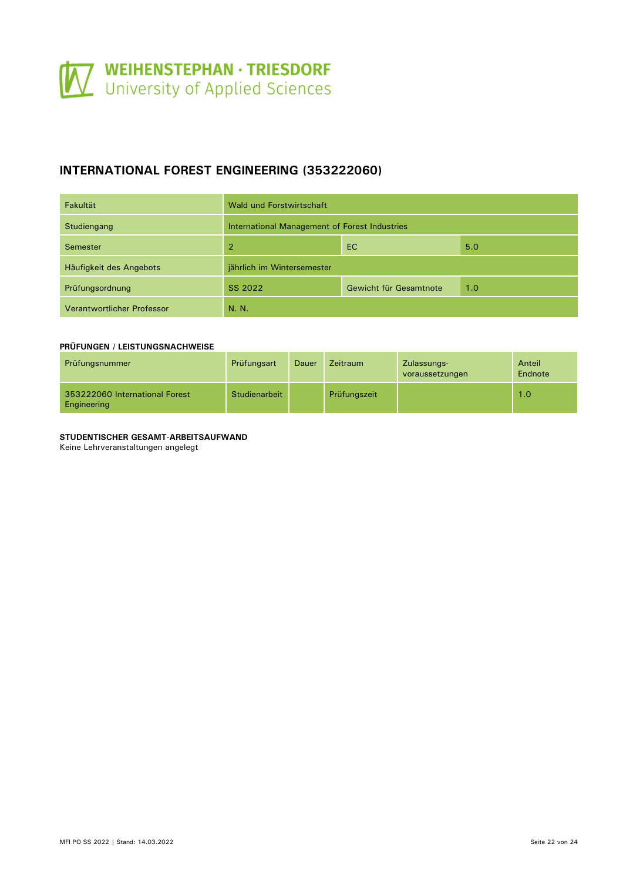## INTERNATIONAL FOREST ENGINEERING (353222060)

| Fakultät | Wald und Forstwirtschaft | | |
| --- | --- | --- | --- |
| Studiengang | International Management of Forest Industries | | |
| Semester | 2 | EC | 5.0 |
| Häufigkeit des Angebots | jährlich im Wintersemester | | |
| Prüfungsordnung | SS 2022 | Gewicht für Gesamtnote | 1.0 |
| Verantwortlicher Professor | N. N. | | |

**PRÜFUNGEN / LEISTUNGSNACHWEISE**

| Prüfungsnummer | Prüfungsart | Dauer | Zeitraum | Zulassungs-voraussetzungen | Anteil Endnote |
| --- | --- | --- | --- | --- | --- |
| 353222060 International Forest Engineering | Studienarbeit | | Prüfungszeit | | 1.0 |

**STUDENTISCHER GESAMT-ARBEITSAUFWAND**

Keine Lehrveranstaltungen angelegt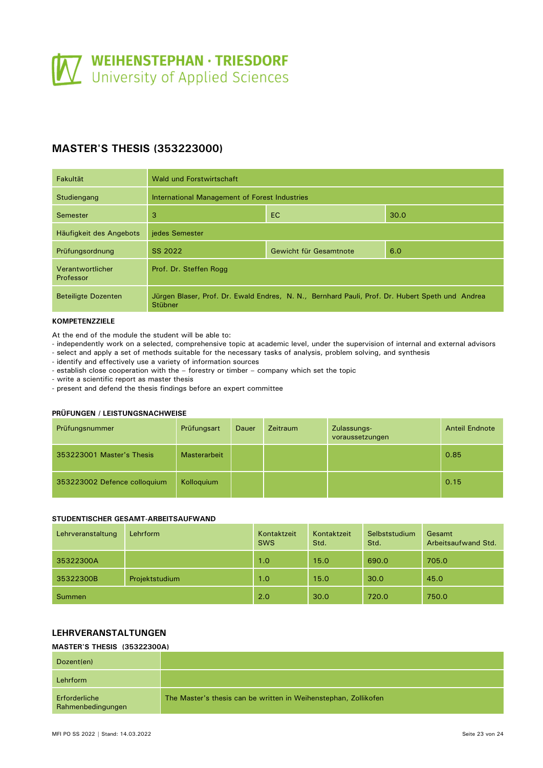## MASTER'S THESIS (353223000)

| | | | |
|---|---|---|---|
| Fakultät | Wald und Forstwirtschaft | | |
| Studiengang | International Management of Forest Industries | | |
| Semester | 3 | EC | 30.0 |
| Häufigkeit des Angebots | jedes Semester | | |
| Prüfungsordnung | SS 2022 | Gewicht für Gesamtnote | 6.0 |
| Verantwortlicher Professor | Prof. Dr. Steffen Rogg | | |
| Beteiligte Dozenten | Jürgen Blaser, Prof. Dr. Ewald Endres, N. N., Bernhard Pauli, Prof. Dr. Hubert Speth und Andrea Stübner | | |

**KOMPETENZZIELE**

At the end of the module the student will be able to:
- independently work on a selected, comprehensive topic at academic level, under the supervision of internal and external advisors
- select and apply a set of methods suitable for the necessary tasks of analysis, problem solving, and synthesis
- identify and effectively use a variety of information sources
- establish close cooperation with the – forestry or timber – company which set the topic
- write a scientific report as master thesis
- present and defend the thesis findings before an expert committee

**PRÜFUNGEN / LEISTUNGSNACHWEISE**

| Prüfungsnummer | Prüfungsart | Dauer | Zeitraum | Zulassungs-voraussetzungen | Anteil Endnote |
|---|---|---|---|---|---|
| 353223001 Master's Thesis | Masterarbeit | | | | 0.85 |
| 353223002 Defence colloquium | Kolloquium | | | | 0.15 |

**STUDENTISCHER GESAMT-ARBEITSAUFWAND**

| Lehrveranstaltung | Lehrform | Kontaktzeit SWS | Kontaktzeit Std. | Selbststudium Std. | Gesamt Arbeitsaufwand Std. |
|---|---|---|---|---|---|
| 35322300A | | 1.0 | 15.0 | 690.0 | 705.0 |
| 35322300B | Projektstudium | 1.0 | 15.0 | 30.0 | 45.0 |
| Summen | | 2.0 | 30.0 | 720.0 | 750.0 |

## LEHRVERANSTALTUNGEN

**MASTER'S THESIS (35322300A)**

| | |
|---|---|
| Dozent(en) | |
| Lehrform | |
| Erforderliche Rahmenbedingungen | The Master's thesis can be written in Weihenstephan, Zollikofen |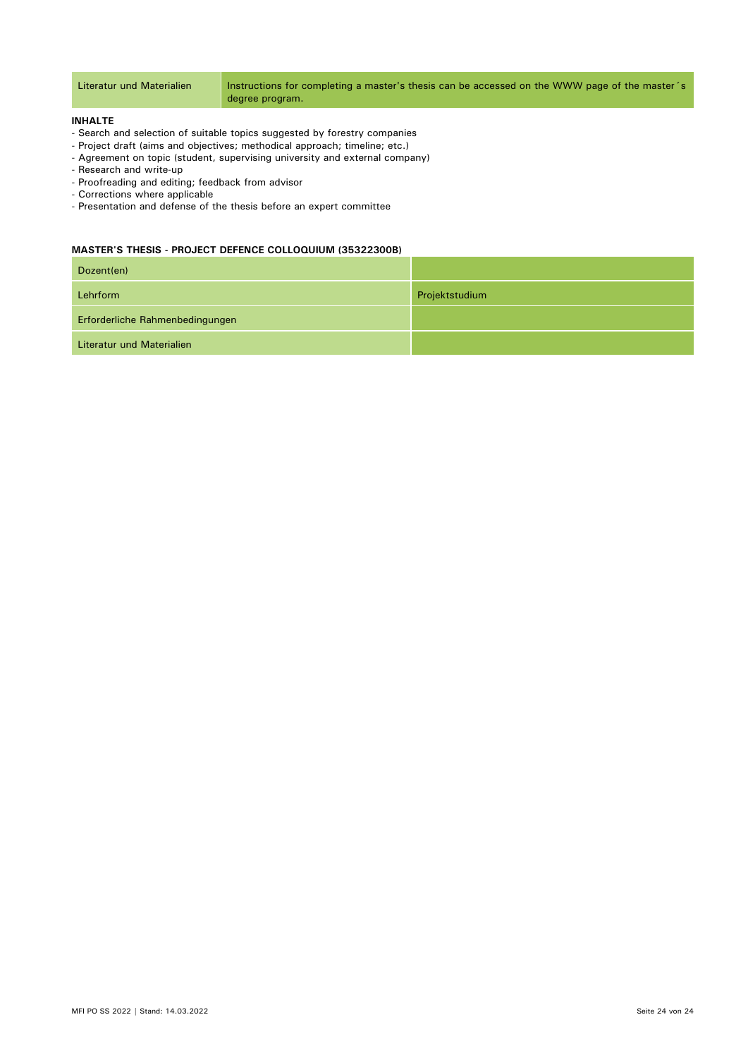| | |
|---|---|
| Literatur und Materialien | Instructions for completing a master's thesis can be accessed on the WWW page of the master´s degree program. |

**INHALTE**

- Search and selection of suitable topics suggested by forestry companies
- Project draft (aims and objectives; methodical approach; timeline; etc.)
- Agreement on topic (student, supervising university and external company)
- Research and write-up
- Proofreading and editing; feedback from advisor
- Corrections where applicable
- Presentation and defense of the thesis before an expert committee

**MASTER'S THESIS - PROJECT DEFENCE COLLOQUIUM (35322300B)**

| | |
|---|---|
| Dozent(en) | |
| Lehrform | Projektstudium |
| Erforderliche Rahmenbedingungen | |
| Literatur und Materialien | |